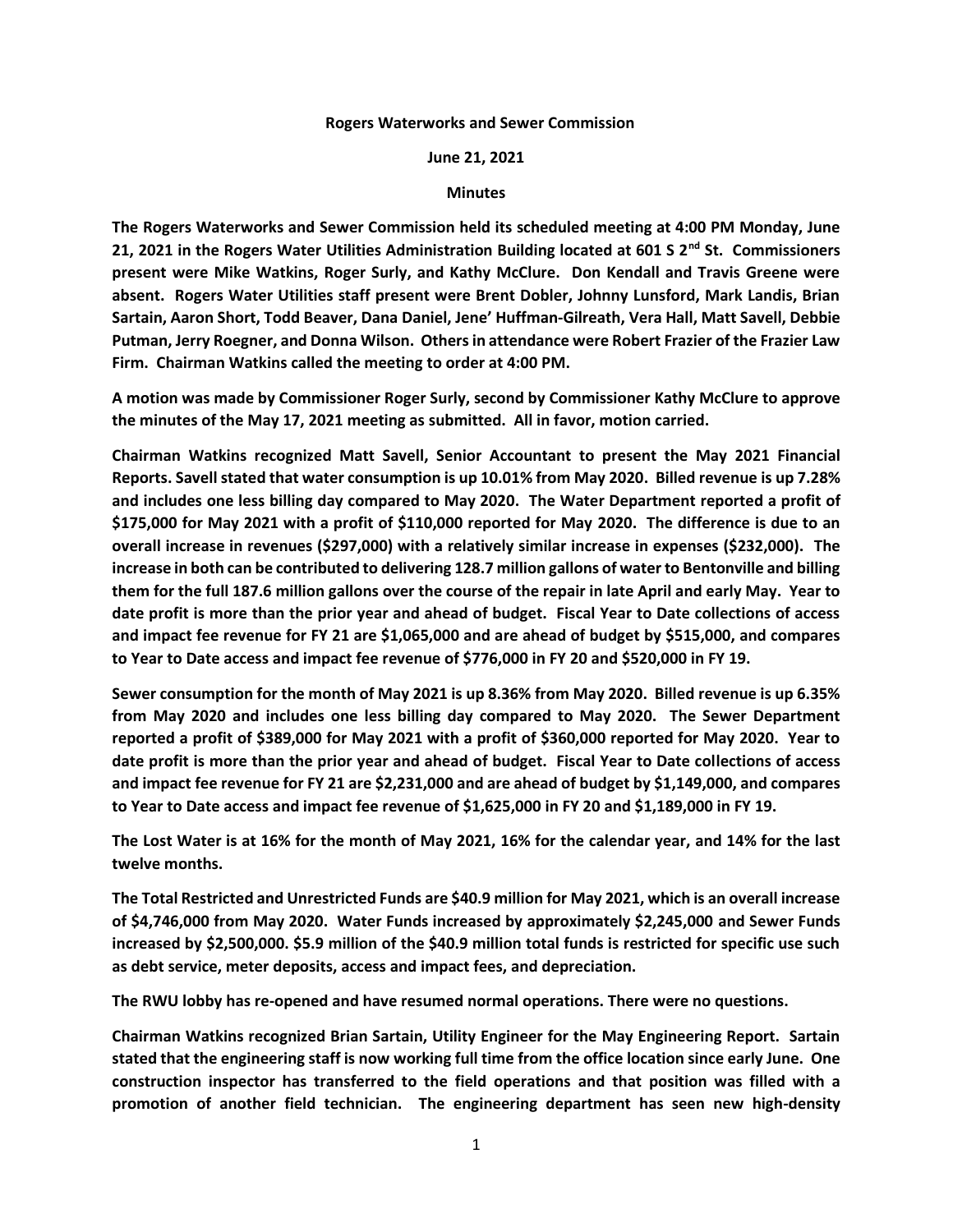**Rogers Waterworks and Sewer Commission**

**June 21, 2021**

**Minutes**

**The Rogers Waterworks and Sewer Commission held its scheduled meeting at 4:00 PM Monday, June 21, 2021 in the Rogers Water Utilities Administration Building located at 601 S 2nd St. Commissioners present were Mike Watkins, Roger Surly, and Kathy McClure. Don Kendall and Travis Greene were absent. Rogers Water Utilities staff present were Brent Dobler, Johnny Lunsford, Mark Landis, Brian Sartain, Aaron Short, Todd Beaver, Dana Daniel, Jene' Huffman-Gilreath, Vera Hall, Matt Savell, Debbie Putman, Jerry Roegner, and Donna Wilson. Others in attendance were Robert Frazier of the Frazier Law Firm. Chairman Watkins called the meeting to order at 4:00 PM.**

**A motion was made by Commissioner Roger Surly, second by Commissioner Kathy McClure to approve the minutes of the May 17, 2021 meeting as submitted. All in favor, motion carried.**

**Chairman Watkins recognized Matt Savell, Senior Accountant to present the May 2021 Financial Reports. Savell stated that water consumption is up 10.01% from May 2020. Billed revenue is up 7.28% and includes one less billing day compared to May 2020. The Water Department reported a profit of $175,000 for May 2021 with a profit of $110,000 reported for May 2020. The difference is due to an overall increase in revenues ($297,000) with a relatively similar increase in expenses ($232,000). The increase in both can be contributed to delivering 128.7 million gallons of water to Bentonville and billing them for the full 187.6 million gallons over the course of the repair in late April and early May. Year to date profit is more than the prior year and ahead of budget. Fiscal Year to Date collections of access and impact fee revenue for FY 21 are $1,065,000 and are ahead of budget by $515,000, and compares to Year to Date access and impact fee revenue of $776,000 in FY 20 and $520,000 in FY 19.**

**Sewer consumption for the month of May 2021 is up 8.36% from May 2020. Billed revenue is up 6.35% from May 2020 and includes one less billing day compared to May 2020. The Sewer Department reported a profit of $389,000 for May 2021 with a profit of $360,000 reported for May 2020. Year to date profit is more than the prior year and ahead of budget. Fiscal Year to Date collections of access and impact fee revenue for FY 21 are $2,231,000 and are ahead of budget by $1,149,000, and compares to Year to Date access and impact fee revenue of $1,625,000 in FY 20 and $1,189,000 in FY 19.**

**The Lost Water is at 16% for the month of May 2021, 16% for the calendar year, and 14% for the last twelve months.**

**The Total Restricted and Unrestricted Funds are $40.9 million for May 2021, which is an overall increase of $4,746,000 from May 2020. Water Funds increased by approximately $2,245,000 and Sewer Funds increased by $2,500,000. $5.9 million of the $40.9 million total funds is restricted for specific use such as debt service, meter deposits, access and impact fees, and depreciation.**

**The RWU lobby has re-opened and have resumed normal operations. There were no questions.**

**Chairman Watkins recognized Brian Sartain, Utility Engineer for the May Engineering Report. Sartain stated that the engineering staff is now working full time from the office location since early June. One construction inspector has transferred to the field operations and that position was filled with a promotion of another field technician. The engineering department has seen new high-density**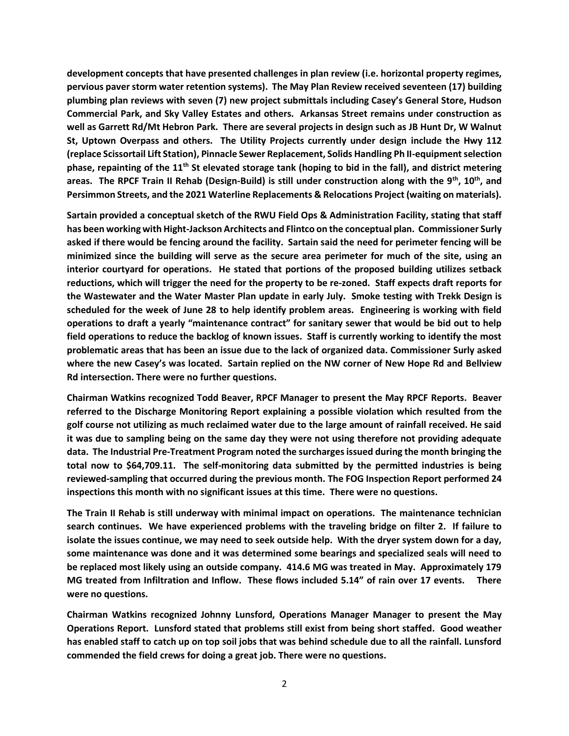**development concepts that have presented challenges in plan review (i.e. horizontal property regimes, pervious paver storm water retention systems). The May Plan Review received seventeen (17) building plumbing plan reviews with seven (7) new project submittals including Casey's General Store, Hudson Commercial Park, and Sky Valley Estates and others. Arkansas Street remains under construction as well as Garrett Rd/Mt Hebron Park. There are several projects in design such as JB Hunt Dr, W Walnut St, Uptown Overpass and others. The Utility Projects currently under design include the Hwy 112 (replace Scissortail Lift Station), Pinnacle Sewer Replacement, Solids Handling Ph II-equipment selection phase, repainting of the 11th St elevated storage tank (hoping to bid in the fall), and district metering areas. The RPCF Train II Rehab (Design-Build) is still under construction along with the 9th, 10th, and Persimmon Streets, and the 2021 Waterline Replacements & Relocations Project (waiting on materials).**

**Sartain provided a conceptual sketch of the RWU Field Ops & Administration Facility, stating that staff has been working with Hight-Jackson Architects and Flintco on the conceptual plan. Commissioner Surly asked if there would be fencing around the facility. Sartain said the need for perimeter fencing will be minimized since the building will serve as the secure area perimeter for much of the site, using an interior courtyard for operations. He stated that portions of the proposed building utilizes setback reductions, which will trigger the need for the property to be re-zoned. Staff expects draft reports for the Wastewater and the Water Master Plan update in early July. Smoke testing with Trekk Design is scheduled for the week of June 28 to help identify problem areas. Engineering is working with field operations to draft a yearly "maintenance contract" for sanitary sewer that would be bid out to help field operations to reduce the backlog of known issues. Staff is currently working to identify the most problematic areas that has been an issue due to the lack of organized data. Commissioner Surly asked where the new Casey's was located. Sartain replied on the NW corner of New Hope Rd and Bellview Rd intersection. There were no further questions.**

**Chairman Watkins recognized Todd Beaver, RPCF Manager to present the May RPCF Reports. Beaver referred to the Discharge Monitoring Report explaining a possible violation which resulted from the golf course not utilizing as much reclaimed water due to the large amount of rainfall received. He said it was due to sampling being on the same day they were not using therefore not providing adequate data. The Industrial Pre-Treatment Program noted the surcharges issued during the month bringing the total now to $64,709.11. The self-monitoring data submitted by the permitted industries is being reviewed-sampling that occurred during the previous month. The FOG Inspection Report performed 24 inspections this month with no significant issues at this time. There were no questions.**

**The Train II Rehab is still underway with minimal impact on operations. The maintenance technician search continues. We have experienced problems with the traveling bridge on filter 2. If failure to isolate the issues continue, we may need to seek outside help. With the dryer system down for a day, some maintenance was done and it was determined some bearings and specialized seals will need to be replaced most likely using an outside company. 414.6 MG was treated in May. Approximately 179 MG treated from Infiltration and Inflow. These flows included 5.14" of rain over 17 events. There were no questions.**

**Chairman Watkins recognized Johnny Lunsford, Operations Manager Manager to present the May Operations Report. Lunsford stated that problems still exist from being short staffed. Good weather has enabled staff to catch up on top soil jobs that was behind schedule due to all the rainfall. Lunsford commended the field crews for doing a great job. There were no questions.**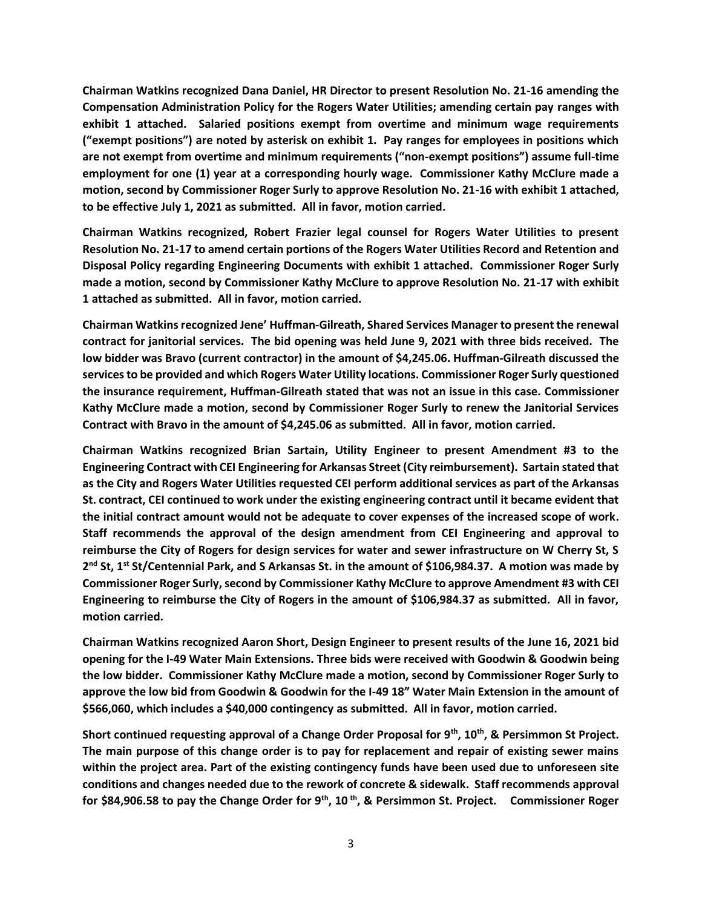**Chairman Watkins recognized Dana Daniel, HR Director to present Resolution No. 21-16 amending the Compensation Administration Policy for the Rogers Water Utilities; amending certain pay ranges with exhibit 1 attached. Salaried positions exempt from overtime and minimum wage requirements ("exempt positions") are noted by asterisk on exhibit 1. Pay ranges for employees in positions which are not exempt from overtime and minimum requirements ("non-exempt positions") assume full-time employment for one (1) year at a corresponding hourly wage. Commissioner Kathy McClure made a motion, second by Commissioner Roger Surly to approve Resolution No. 21-16 with exhibit 1 attached, to be effective July 1, 2021 as submitted. All in favor, motion carried.**

**Chairman Watkins recognized, Robert Frazier legal counsel for Rogers Water Utilities to present Resolution No. 21-17 to amend certain portions of the Rogers Water Utilities Record and Retention and Disposal Policy regarding Engineering Documents with exhibit 1 attached. Commissioner Roger Surly made a motion, second by Commissioner Kathy McClure to approve Resolution No. 21-17 with exhibit 1 attached as submitted. All in favor, motion carried.**

**Chairman Watkins recognized Jene' Huffman-Gilreath, Shared Services Manager to present the renewal contract for janitorial services. The bid opening was held June 9, 2021 with three bids received. The low bidder was Bravo (current contractor) in the amount of $4,245.06. Huffman-Gilreath discussed the services to be provided and which Rogers Water Utility locations. Commissioner Roger Surly questioned the insurance requirement, Huffman-Gilreath stated that was not an issue in this case. Commissioner Kathy McClure made a motion, second by Commissioner Roger Surly to renew the Janitorial Services Contract with Bravo in the amount of $4,245.06 as submitted. All in favor, motion carried.**

**Chairman Watkins recognized Brian Sartain, Utility Engineer to present Amendment #3 to the Engineering Contract with CEI Engineering for Arkansas Street (City reimbursement). Sartain stated that as the City and Rogers Water Utilities requested CEI perform additional services as part of the Arkansas St. contract, CEI continued to work under the existing engineering contract until it became evident that the initial contract amount would not be adequate to cover expenses of the increased scope of work. Staff recommends the approval of the design amendment from CEI Engineering and approval to reimburse the City of Rogers for design services for water and sewer infrastructure on W Cherry St, S 2nd St, 1st St/Centennial Park, and S Arkansas St. in the amount of $106,984.37. A motion was made by Commissioner Roger Surly, second by Commissioner Kathy McClure to approve Amendment #3 with CEI Engineering to reimburse the City of Rogers in the amount of $106,984.37 as submitted. All in favor, motion carried.**

**Chairman Watkins recognized Aaron Short, Design Engineer to present results of the June 16, 2021 bid opening for the I-49 Water Main Extensions. Three bids were received with Goodwin & Goodwin being the low bidder. Commissioner Kathy McClure made a motion, second by Commissioner Roger Surly to approve the low bid from Goodwin & Goodwin for the I-49 18" Water Main Extension in the amount of $566,060, which includes a $40,000 contingency as submitted. All in favor, motion carried.**

**Short continued requesting approval of a Change Order Proposal for 9th, 10th, & Persimmon St Project. The main purpose of this change order is to pay for replacement and repair of existing sewer mains within the project area. Part of the existing contingency funds have been used due to unforeseen site conditions and changes needed due to the rework of concrete & sidewalk. Staff recommends approval for $84,906.58 to pay the Change Order for 9th, 10th, & Persimmon St. Project. Commissioner Roger**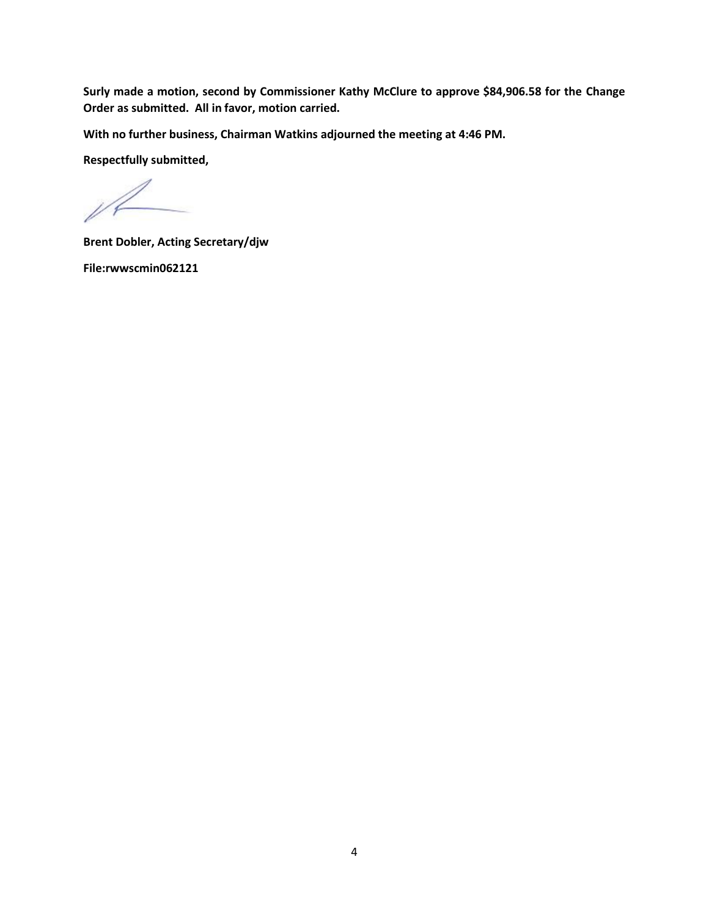**Surly made a motion, second by Commissioner Kathy McClure to approve $84,906.58 for the Change Order as submitted. All in favor, motion carried.**

**With no further business, Chairman Watkins adjourned the meeting at 4:46 PM.**

**Respectfully submitted,**

**Brent Dobler, Acting Secretary/djw**

**File:rwwscmin062121**